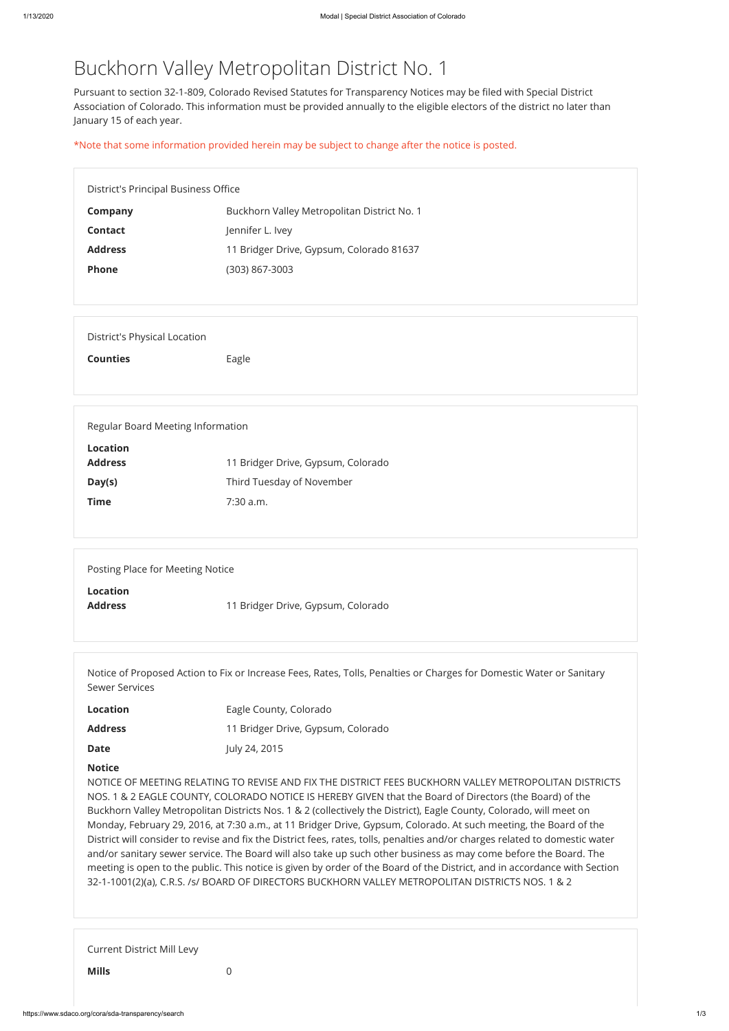# Buckhorn Valley Metropolitan District No. 1

Pursuant to section 32-1-809, Colorado Revised Statutes for Transparency Notices may be filed with Special District Association of Colorado. This information must be provided annually to the eligible electors of the district no later than January 15 of each year.

*Note that some information provided herein may be subject to change after the notice is posted.

## District's Principal Business Office

| | |
|---|---|
| **Company** | Buckhorn Valley Metropolitan District No. 1 |
| **Contact** | Jennifer L. Ivey |
| **Address** | 11 Bridger Drive, Gypsum, Colorado 81637 |
| **Phone** | (303) 867-3003 |

## District's Physical Location

| | |
|---|---|
| **Counties** | Eagle |

## Regular Board Meeting Information

**Location**

| | |
|---|---|
| **Address** | 11 Bridger Drive, Gypsum, Colorado |
| **Day(s)** | Third Tuesday of November |
| **Time** | 7:30 a.m. |

## Posting Place for Meeting Notice

**Location**

| | |
|---|---|
| **Address** | 11 Bridger Drive, Gypsum, Colorado |

## Notice of Proposed Action to Fix or Increase Fees, Rates, Tolls, Penalties or Charges for Domestic Water or Sanitary Sewer Services

| | |
|---|---|
| **Location** | Eagle County, Colorado |
| **Address** | 11 Bridger Drive, Gypsum, Colorado |
| **Date** | July 24, 2015 |

**Notice**

NOTICE OF MEETING RELATING TO REVISE AND FIX THE DISTRICT FEES BUCKHORN VALLEY METROPOLITAN DISTRICTS NOS. 1 & 2 EAGLE COUNTY, COLORADO NOTICE IS HEREBY GIVEN that the Board of Directors (the Board) of the Buckhorn Valley Metropolitan Districts Nos. 1 & 2 (collectively the District), Eagle County, Colorado, will meet on Monday, February 29, 2016, at 7:30 a.m., at 11 Bridger Drive, Gypsum, Colorado. At such meeting, the Board of the District will consider to revise and fix the District fees, rates, tolls, penalties and/or charges related to domestic water and/or sanitary sewer service. The Board will also take up such other business as may come before the Board. The meeting is open to the public. This notice is given by order of the Board of the District, and in accordance with Section 32-1-1001(2)(a), C.R.S. /s/ BOARD OF DIRECTORS BUCKHORN VALLEY METROPOLITAN DISTRICTS NOS. 1 & 2

## Current District Mill Levy

| | |
|---|---|
| **Mills** | 0 |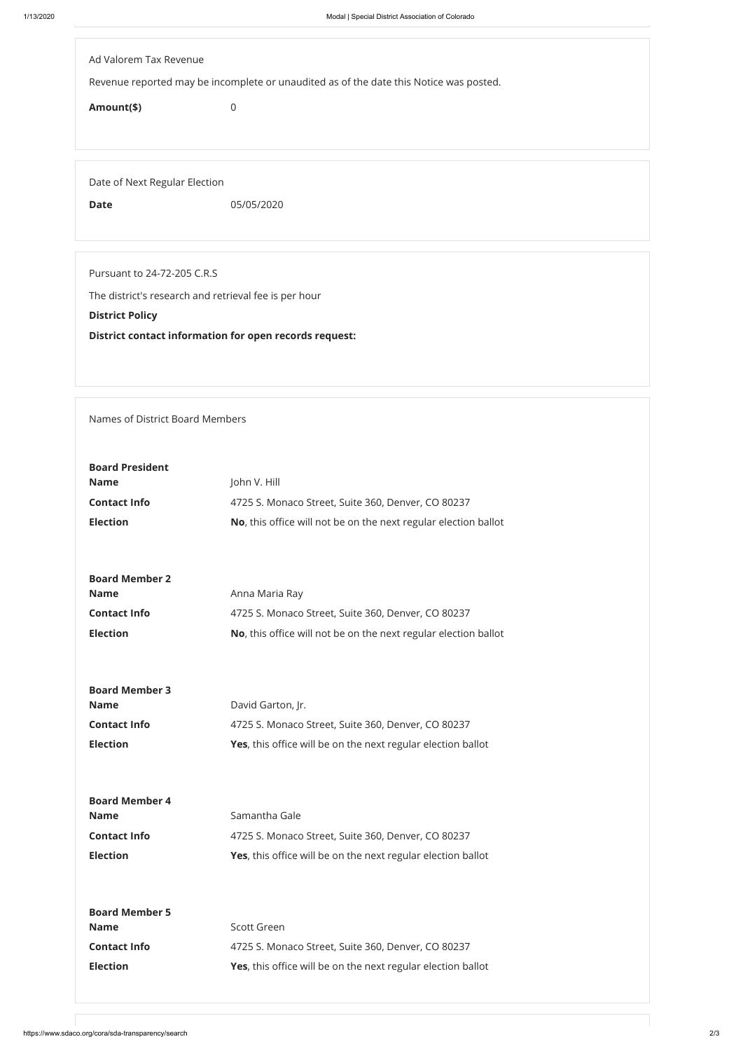Ad Valorem Tax Revenue

Revenue reported may be incomplete or unaudited as of the date this Notice was posted.

| | |
|---|---|
| **Amount($)** | 0 |

Date of Next Regular Election

| | |
|---|---|
| **Date** | 05/05/2020 |

Pursuant to 24-72-205 C.R.S

The district's research and retrieval fee is per hour

**District Policy**

**District contact information for open records request:**

Names of District Board Members

**Board President**

| | |
|---|---|
| **Name** | John V. Hill |
| **Contact Info** | 4725 S. Monaco Street, Suite 360, Denver, CO 80237 |
| **Election** | **No**, this office will not be on the next regular election ballot |

**Board Member 2**

| | |
|---|---|
| **Name** | Anna Maria Ray |
| **Contact Info** | 4725 S. Monaco Street, Suite 360, Denver, CO 80237 |
| **Election** | **No**, this office will not be on the next regular election ballot |

**Board Member 3**

| | |
|---|---|
| **Name** | David Garton, Jr. |
| **Contact Info** | 4725 S. Monaco Street, Suite 360, Denver, CO 80237 |
| **Election** | **Yes**, this office will be on the next regular election ballot |

**Board Member 4**

| | |
|---|---|
| **Name** | Samantha Gale |
| **Contact Info** | 4725 S. Monaco Street, Suite 360, Denver, CO 80237 |
| **Election** | **Yes**, this office will be on the next regular election ballot |

**Board Member 5**

| | |
|---|---|
| **Name** | Scott Green |
| **Contact Info** | 4725 S. Monaco Street, Suite 360, Denver, CO 80237 |
| **Election** | **Yes**, this office will be on the next regular election ballot |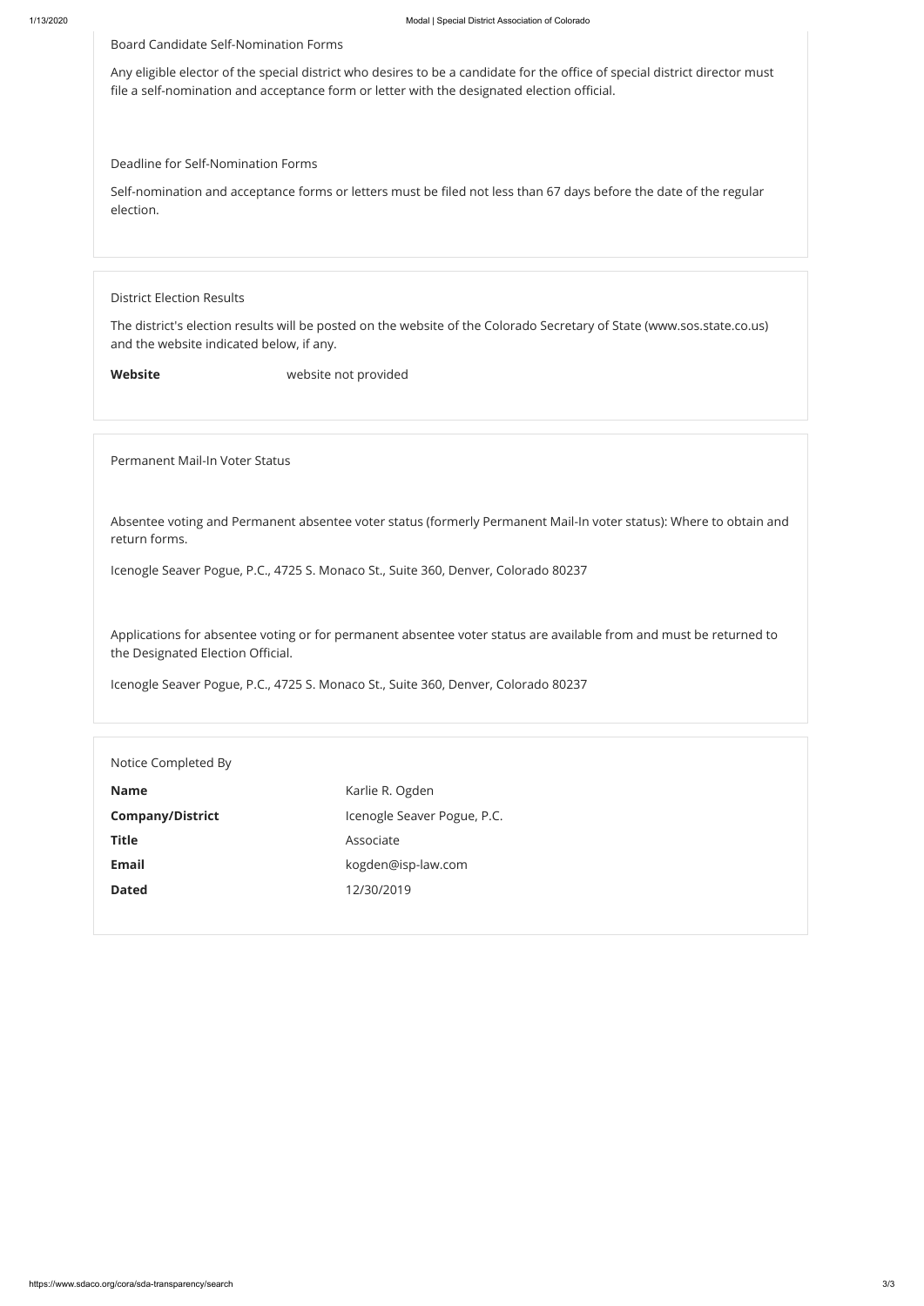Board Candidate Self-Nomination Forms

Any eligible elector of the special district who desires to be a candidate for the office of special district director must file a self-nomination and acceptance form or letter with the designated election official.

Deadline for Self-Nomination Forms

Self-nomination and acceptance forms or letters must be filed not less than 67 days before the date of the regular election.

District Election Results

The district's election results will be posted on the website of the Colorado Secretary of State (www.sos.state.co.us) and the website indicated below, if any.

**Website** website not provided

Permanent Mail-In Voter Status

Absentee voting and Permanent absentee voter status (formerly Permanent Mail-In voter status): Where to obtain and return forms.

Icenogle Seaver Pogue, P.C., 4725 S. Monaco St., Suite 360, Denver, Colorado 80237

Applications for absentee voting or for permanent absentee voter status are available from and must be returned to the Designated Election Official.

Icenogle Seaver Pogue, P.C., 4725 S. Monaco St., Suite 360, Denver, Colorado 80237

Notice Completed By

| | |
|---|---|
| **Name** | Karlie R. Ogden |
| **Company/District** | Icenogle Seaver Pogue, P.C. |
| **Title** | Associate |
| **Email** | kogden@isp-law.com |
| **Dated** | 12/30/2019 |